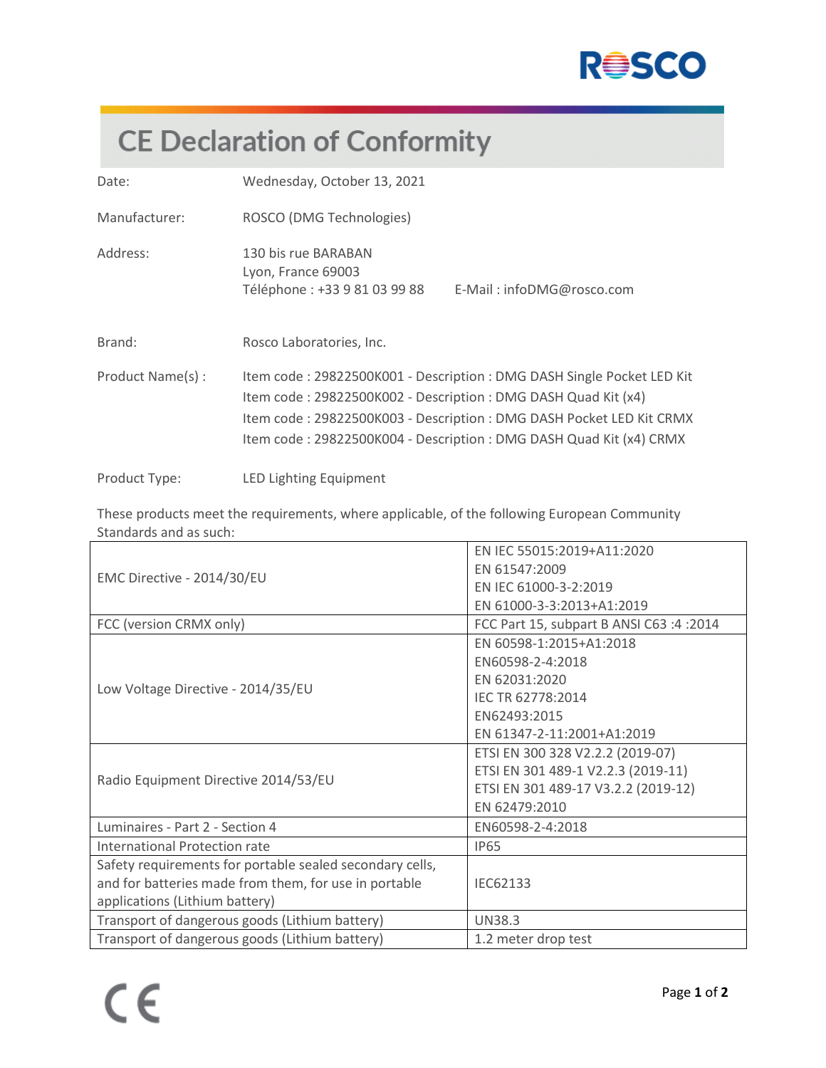# CE Declaration of Conformity

| | |
|---|---|
| Date: | Wednesday, October 13, 2021 |
| Manufacturer: | ROSCO (DMG Technologies) |
| Address: | 130 bis rue BARABAN<br>Lyon, France 69003<br>Téléphone : +33 9 81 03 99 88 E-Mail : infoDMG@rosco.com |
| Brand: | Rosco Laboratories, Inc. |
| Product Name(s) : | Item code : 29822500K001 - Description : DMG DASH Single Pocket LED Kit<br>Item code : 29822500K002 - Description : DMG DASH Quad Kit (x4)<br>Item code : 29822500K003 - Description : DMG DASH Pocket LED Kit CRMX<br>Item code : 29822500K004 - Description : DMG DASH Quad Kit (x4) CRMX |
| Product Type: | LED Lighting Equipment |

These products meet the requirements, where applicable, of the following European Community Standards and as such:

| | |
|---|---|
| EMC Directive - 2014/30/EU | EN IEC 55015:2019+A11:2020<br>EN 61547:2009<br>EN IEC 61000-3-2:2019<br>EN 61000-3-3:2013+A1:2019 |
| FCC (version CRMX only) | FCC Part 15, subpart B ANSI C63 :4 :2014 |
| Low Voltage Directive - 2014/35/EU | EN 60598-1:2015+A1:2018<br>EN60598-2-4:2018<br>EN 62031:2020<br>IEC TR 62778:2014<br>EN62493:2015<br>EN 61347-2-11:2001+A1:2019 |
| Radio Equipment Directive 2014/53/EU | ETSI EN 300 328 V2.2.2 (2019-07)<br>ETSI EN 301 489-1 V2.2.3 (2019-11)<br>ETSI EN 301 489-17 V3.2.2 (2019-12)<br>EN 62479:2010 |
| Luminaires - Part 2 - Section 4 | EN60598-2-4:2018 |
| International Protection rate | IP65 |
| Safety requirements for portable sealed secondary cells, and for batteries made from them, for use in portable applications (Lithium battery) | IEC62133 |
| Transport of dangerous goods (Lithium battery) | UN38.3 |
| Transport of dangerous goods (Lithium battery) | 1.2 meter drop test |

CE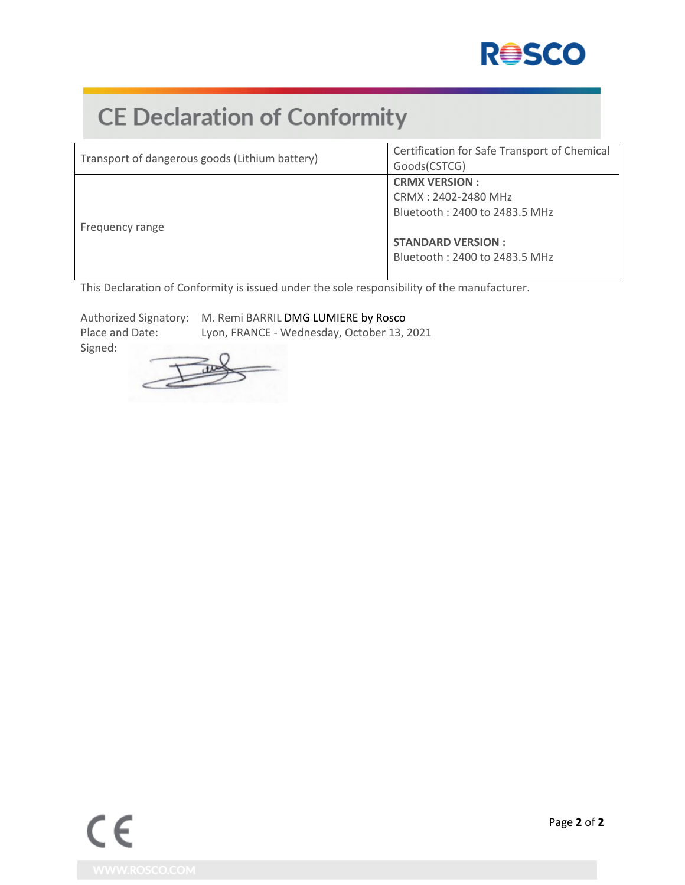# CE Declaration of Conformity

| | |
|---|---|
| Transport of dangerous goods (Lithium battery) | Certification for Safe Transport of Chemical Goods(CSTCG) |
| Frequency range | **CRMX VERSION :**<br>CRMX : 2402-2480 MHz<br>Bluetooth : 2400 to 2483.5 MHz<br><br>**STANDARD VERSION :**<br>Bluetooth : 2400 to 2483.5 MHz |

This Declaration of Conformity is issued under the sole responsibility of the manufacturer.

Authorized Signatory: M. Remi BARRIL DMG LUMIERE by Rosco
Place and Date: Lyon, FRANCE - Wednesday, October 13, 2021
Signed: